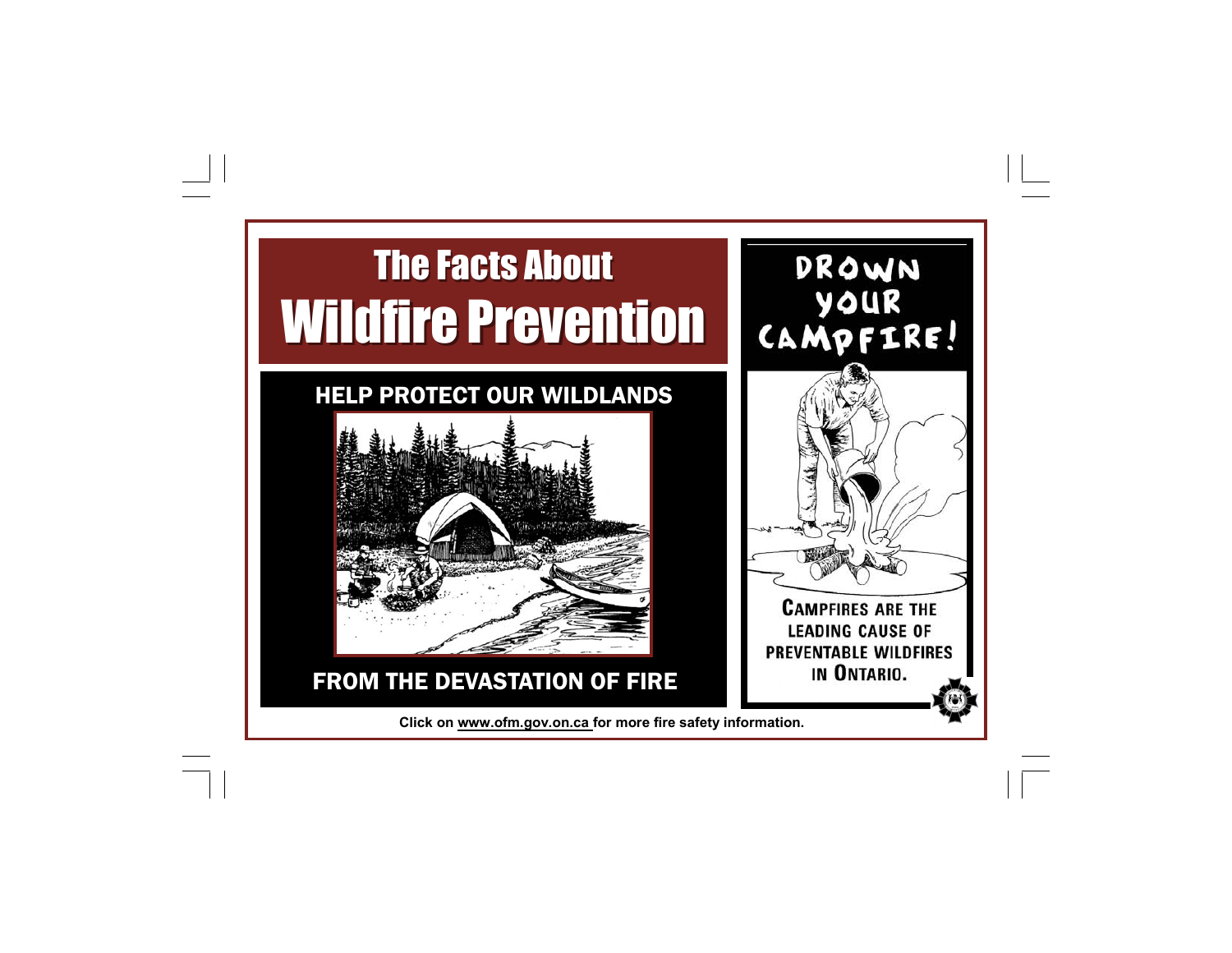# The Facts About Wildfire Prevention

## HELP PROTECT OUR WILDLANDS

## FROM THE DEVASTATION OF FIRE

## DROWN YOUR CAMPFIRE!

**CAMPFIRES ARE THE LEADING CAUSE OF PREVENTABLE WILDFIRES IN ONTARIO.**

**Click on www.ofm.gov.on.ca for more fire safety information.**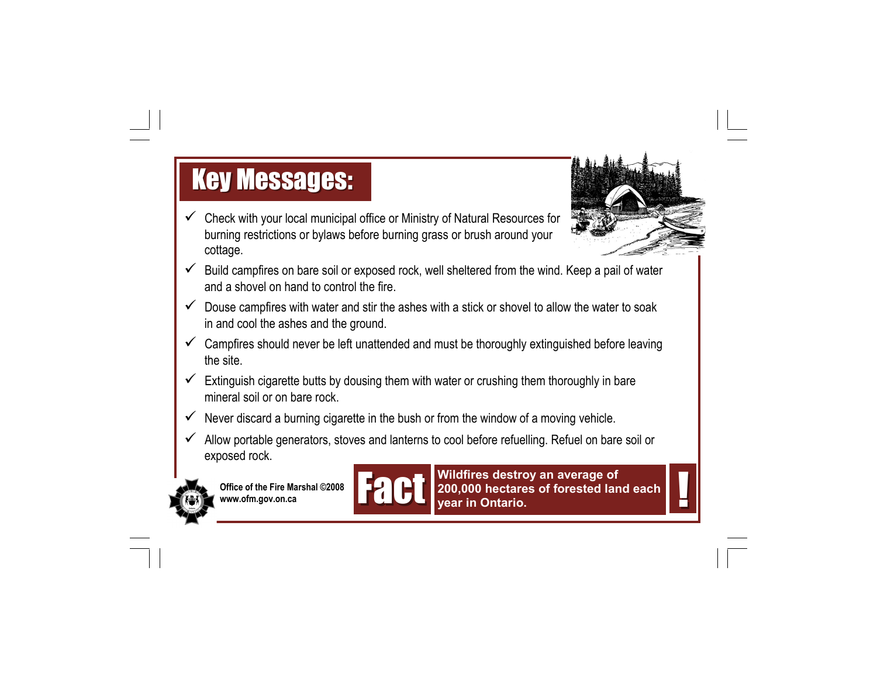# Key Messages:

- Check with your local municipal office or Ministry of Natural Resources for burning restrictions or bylaws before burning grass or brush around your cottage.
- Build campfires on bare soil or exposed rock, well sheltered from the wind. Keep a pail of water and a shovel on hand to control the fire.
- Douse campfires with water and stir the ashes with a stick or shovel to allow the water to soak in and cool the ashes and the ground.
- Campfires should never be left unattended and must be thoroughly extinguished before leaving the site.
- Extinguish cigarette butts by dousing them with water or crushing them thoroughly in bare mineral soil or on bare rock.
- Never discard a burning cigarette in the bush or from the window of a moving vehicle.
- Allow portable generators, stoves and lanterns to cool before refuelling. Refuel on bare soil or exposed rock.

**Office of the Fire Marshal ©2008**
**www.ofm.gov.on.ca**

**Fact**

**Wildfires destroy an average of 200,000 hectares of forested land each year in Ontario.**

**!**